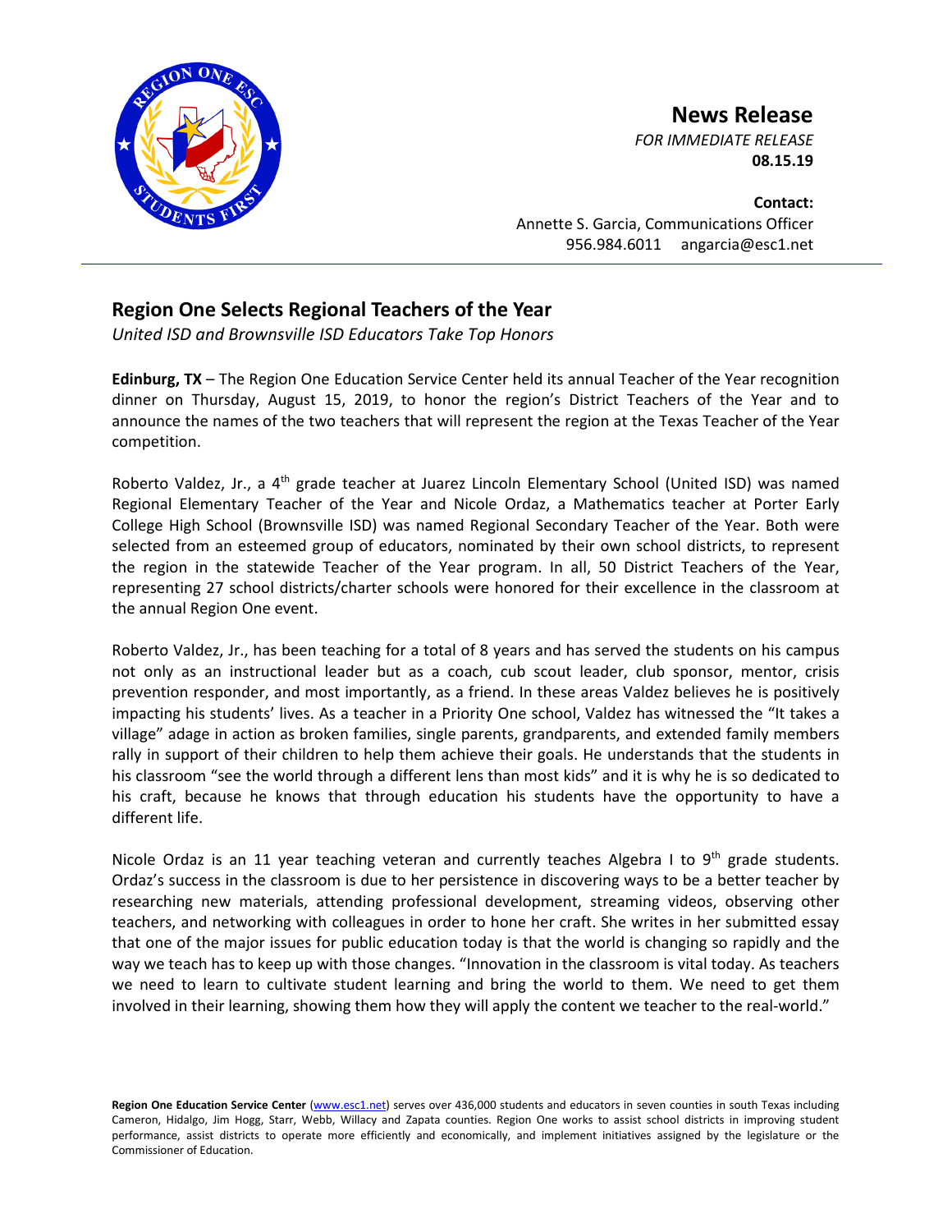# News Release

*FOR IMMEDIATE RELEASE*
**08.15.19**

**Contact:**
Annette S. Garcia, Communications Officer
956.984.6011 angarcia@esc1.net

## Region One Selects Regional Teachers of the Year

*United ISD and Brownsville ISD Educators Take Top Honors*

**Edinburg, TX** – The Region One Education Service Center held its annual Teacher of the Year recognition dinner on Thursday, August 15, 2019, to honor the region's District Teachers of the Year and to announce the names of the two teachers that will represent the region at the Texas Teacher of the Year competition.

Roberto Valdez, Jr., a 4th grade teacher at Juarez Lincoln Elementary School (United ISD) was named Regional Elementary Teacher of the Year and Nicole Ordaz, a Mathematics teacher at Porter Early College High School (Brownsville ISD) was named Regional Secondary Teacher of the Year. Both were selected from an esteemed group of educators, nominated by their own school districts, to represent the region in the statewide Teacher of the Year program. In all, 50 District Teachers of the Year, representing 27 school districts/charter schools were honored for their excellence in the classroom at the annual Region One event.

Roberto Valdez, Jr., has been teaching for a total of 8 years and has served the students on his campus not only as an instructional leader but as a coach, cub scout leader, club sponsor, mentor, crisis prevention responder, and most importantly, as a friend. In these areas Valdez believes he is positively impacting his students' lives. As a teacher in a Priority One school, Valdez has witnessed the "It takes a village" adage in action as broken families, single parents, grandparents, and extended family members rally in support of their children to help them achieve their goals. He understands that the students in his classroom "see the world through a different lens than most kids" and it is why he is so dedicated to his craft, because he knows that through education his students have the opportunity to have a different life.

Nicole Ordaz is an 11 year teaching veteran and currently teaches Algebra I to 9th grade students. Ordaz's success in the classroom is due to her persistence in discovering ways to be a better teacher by researching new materials, attending professional development, streaming videos, observing other teachers, and networking with colleagues in order to hone her craft. She writes in her submitted essay that one of the major issues for public education today is that the world is changing so rapidly and the way we teach has to keep up with those changes. "Innovation in the classroom is vital today. As teachers we need to learn to cultivate student learning and bring the world to them. We need to get them involved in their learning, showing them how they will apply the content we teacher to the real-world."

**Region One Education Service Center** (www.esc1.net) serves over 436,000 students and educators in seven counties in south Texas including Cameron, Hidalgo, Jim Hogg, Starr, Webb, Willacy and Zapata counties. Region One works to assist school districts in improving student performance, assist districts to operate more efficiently and economically, and implement initiatives assigned by the legislature or the Commissioner of Education.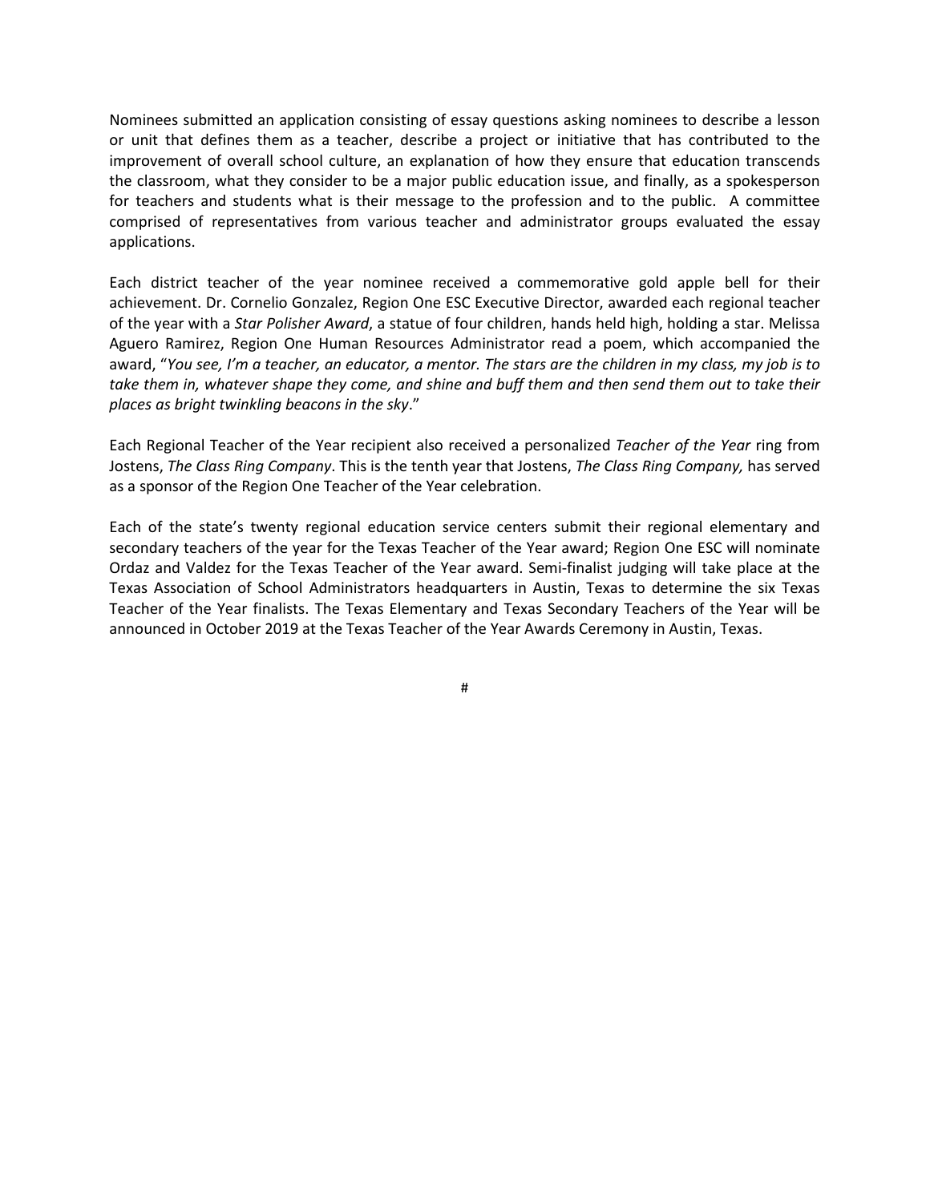Nominees submitted an application consisting of essay questions asking nominees to describe a lesson or unit that defines them as a teacher, describe a project or initiative that has contributed to the improvement of overall school culture, an explanation of how they ensure that education transcends the classroom, what they consider to be a major public education issue, and finally, as a spokesperson for teachers and students what is their message to the profession and to the public. A committee comprised of representatives from various teacher and administrator groups evaluated the essay applications.

Each district teacher of the year nominee received a commemorative gold apple bell for their achievement. Dr. Cornelio Gonzalez, Region One ESC Executive Director, awarded each regional teacher of the year with a *Star Polisher Award*, a statue of four children, hands held high, holding a star. Melissa Aguero Ramirez, Region One Human Resources Administrator read a poem, which accompanied the award, "*You see, I'm a teacher, an educator, a mentor. The stars are the children in my class, my job is to take them in, whatever shape they come, and shine and buff them and then send them out to take their places as bright twinkling beacons in the sky*."

Each Regional Teacher of the Year recipient also received a personalized *Teacher of the Year* ring from Jostens, *The Class Ring Company*. This is the tenth year that Jostens, *The Class Ring Company,* has served as a sponsor of the Region One Teacher of the Year celebration.

Each of the state's twenty regional education service centers submit their regional elementary and secondary teachers of the year for the Texas Teacher of the Year award; Region One ESC will nominate Ordaz and Valdez for the Texas Teacher of the Year award. Semi-finalist judging will take place at the Texas Association of School Administrators headquarters in Austin, Texas to determine the six Texas Teacher of the Year finalists. The Texas Elementary and Texas Secondary Teachers of the Year will be announced in October 2019 at the Texas Teacher of the Year Awards Ceremony in Austin, Texas.

#